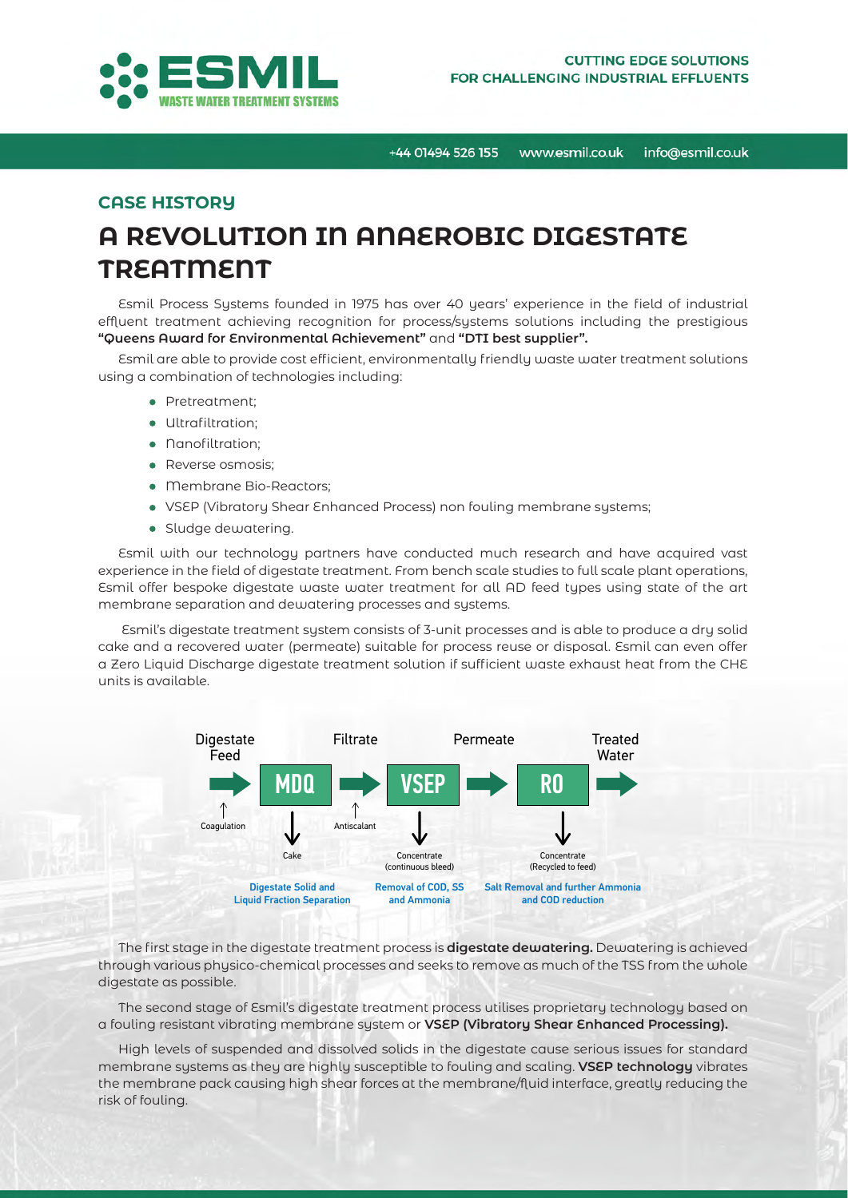ESMIL
WASTE WATER TREATMENT SYSTEMS

CUTTING EDGE SOLUTIONS FOR CHALLENGING INDUSTRIAL EFFLUENTS

+44 01494 526 155 www.esmil.co.uk info@esmil.co.uk

## CASE HISTORY

# A REVOLUTION IN ANAEROBIC DIGESTATE TREATMENT

Esmil Process Systems founded in 1975 has over 40 years' experience in the field of industrial effluent treatment achieving recognition for process/systems solutions including the prestigious **"Queens Award for Environmental Achievement"** and **"DTI best supplier".**

Esmil are able to provide cost efficient, environmentally friendly waste water treatment solutions using a combination of technologies including:

- Pretreatment;
- Ultrafiltration;
- Nanofiltration;
- Reverse osmosis;
- Membrane Bio-Reactors;
- VSEP (Vibratory Shear Enhanced Process) non fouling membrane systems;
- Sludge dewatering.

Esmil with our technology partners have conducted much research and have acquired vast experience in the field of digestate treatment. From bench scale studies to full scale plant operations, Esmil offer bespoke digestate waste water treatment for all AD feed types using state of the art membrane separation and dewatering processes and systems.

Esmil's digestate treatment system consists of 3-unit processes and is able to produce a dry solid cake and a recovered water (permeate) suitable for process reuse or disposal. Esmil can even offer a Zero Liquid Discharge digestate treatment solution if sufficient waste exhaust heat from the CHE units is available.

Digestate Feed → MDQ → Filtrate → VSEP → Permeate → RO → Treated Water

- MDQ: Coagulation (input); Cake (output) — Digestate Solid and Liquid Fraction Separation
- VSEP: Antiscalant (input); Concentrate (continuous bleed) — Removal of COD, SS and Ammonia
- RO: Concentrate (Recycled to feed) — Salt Removal and further Ammonia and COD reduction

The first stage in the digestate treatment process is **digestate dewatering.** Dewatering is achieved through various physico-chemical processes and seeks to remove as much of the TSS from the whole digestate as possible.

The second stage of Esmil's digestate treatment process utilises proprietary technology based on a fouling resistant vibrating membrane system or **VSEP (Vibratory Shear Enhanced Processing).**

High levels of suspended and dissolved solids in the digestate cause serious issues for standard membrane systems as they are highly susceptible to fouling and scaling. **VSEP technology** vibrates the membrane pack causing high shear forces at the membrane/fluid interface, greatly reducing the risk of fouling.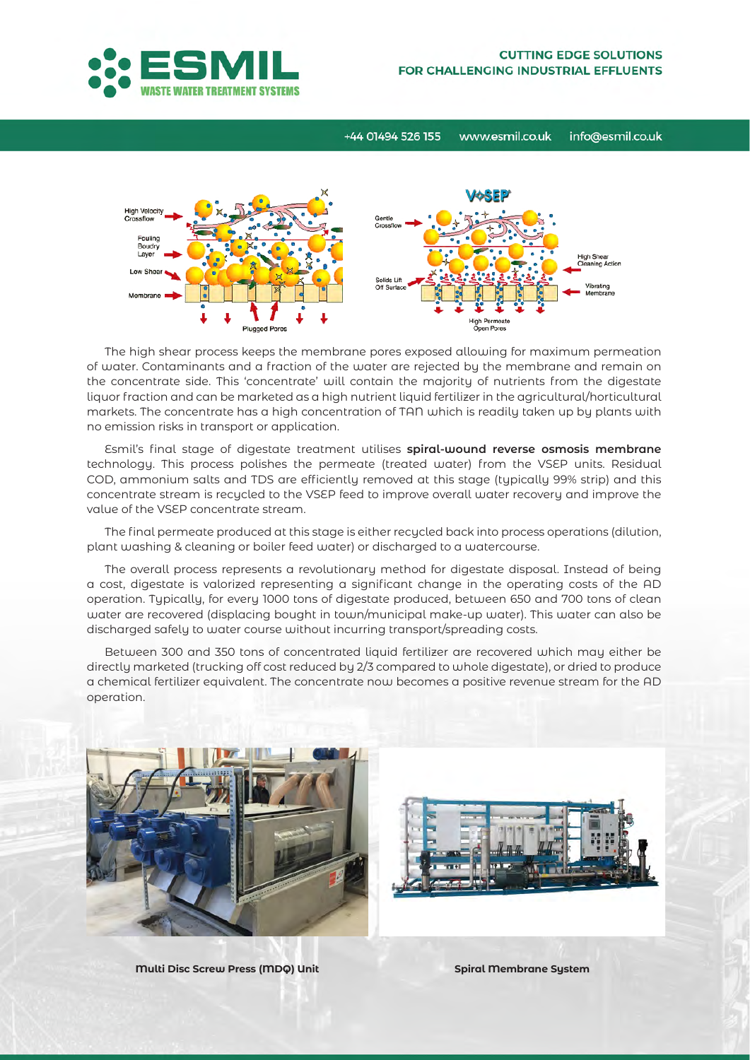The high shear process keeps the membrane pores exposed allowing for maximum permeation of water. Contaminants and a fraction of the water are rejected by the membrane and remain on the concentrate side. This 'concentrate' will contain the majority of nutrients from the digestate liquor fraction and can be marketed as a high nutrient liquid fertilizer in the agricultural/horticultural markets. The concentrate has a high concentration of TAN which is readily taken up by plants with no emission risks in transport or application.

Esmil's final stage of digestate treatment utilises **spiral-wound reverse osmosis membrane** technology. This process polishes the permeate (treated water) from the VSEP units. Residual COD, ammonium salts and TDS are efficiently removed at this stage (typically 99% strip) and this concentrate stream is recycled to the VSEP feed to improve overall water recovery and improve the value of the VSEP concentrate stream.

The final permeate produced at this stage is either recycled back into process operations (dilution, plant washing & cleaning or boiler feed water) or discharged to a watercourse.

The overall process represents a revolutionary method for digestate disposal. Instead of being a cost, digestate is valorized representing a significant change in the operating costs of the AD operation. Typically, for every 1000 tons of digestate produced, between 650 and 700 tons of clean water are recovered (displacing bought in town/municipal make-up water). This water can also be discharged safely to water course without incurring transport/spreading costs.

Between 300 and 350 tons of concentrated liquid fertilizer are recovered which may either be directly marketed (trucking off cost reduced by 2/3 compared to whole digestate), or dried to produce a chemical fertilizer equivalent. The concentrate now becomes a positive revenue stream for the AD operation.

**Multi Disc Screw Press (MDQ) Unit**

**Spiral Membrane System**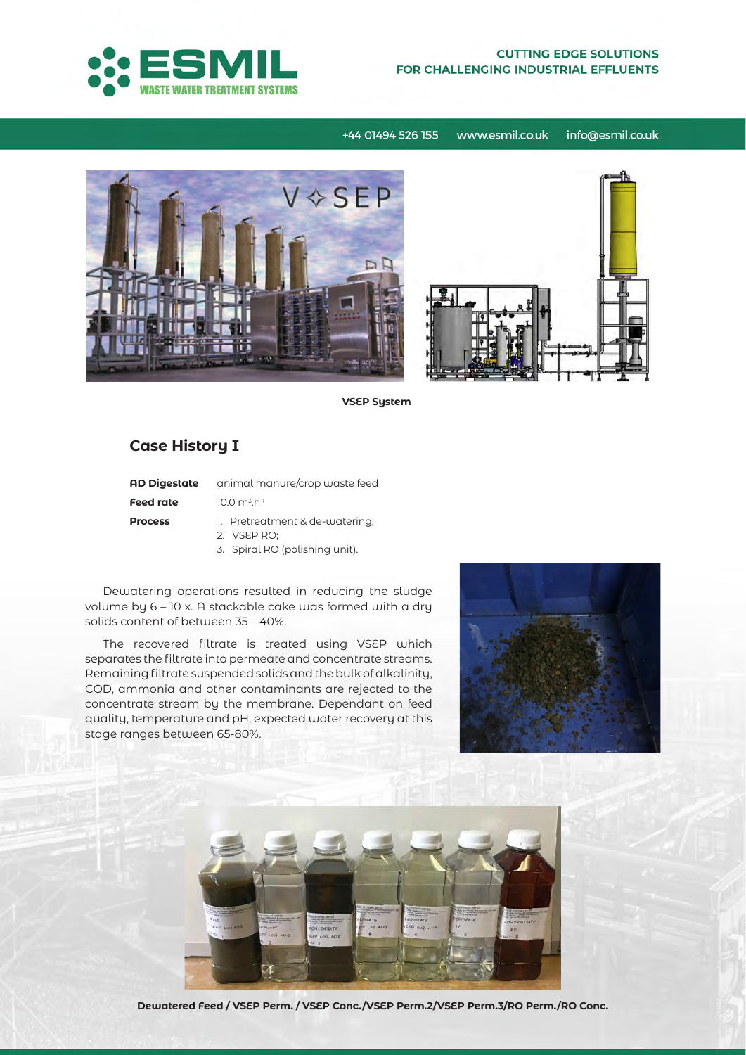**CUTTING EDGE SOLUTIONS FOR CHALLENGING INDUSTRIAL EFFLUENTS**

+44 01494 526 155 www.esmil.co.uk info@esmil.co.uk

VSEP System

## Case History I

**AD Digestate** animal manure/crop waste feed

**Feed rate** 10.0 $m^3.h^{-1}$

**Process**

1. Pretreatment & de-watering;
2. VSEP RO;
3. Spiral RO (polishing unit).

Dewatering operations resulted in reducing the sludge volume by 6 – 10 x. A stackable cake was formed with a dry solids content of between 35 – 40%.

The recovered filtrate is treated using VSEP which separates the filtrate into permeate and concentrate streams. Remaining filtrate suspended solids and the bulk of alkalinity, COD, ammonia and other contaminants are rejected to the concentrate stream by the membrane. Dependant on feed quality, temperature and pH; expected water recovery at this stage ranges between 65-80%.

**Dewatered Feed / VSEP Perm. / VSEP Conc./VSEP Perm.2/VSEP Perm.3/RO Perm./RO Conc.**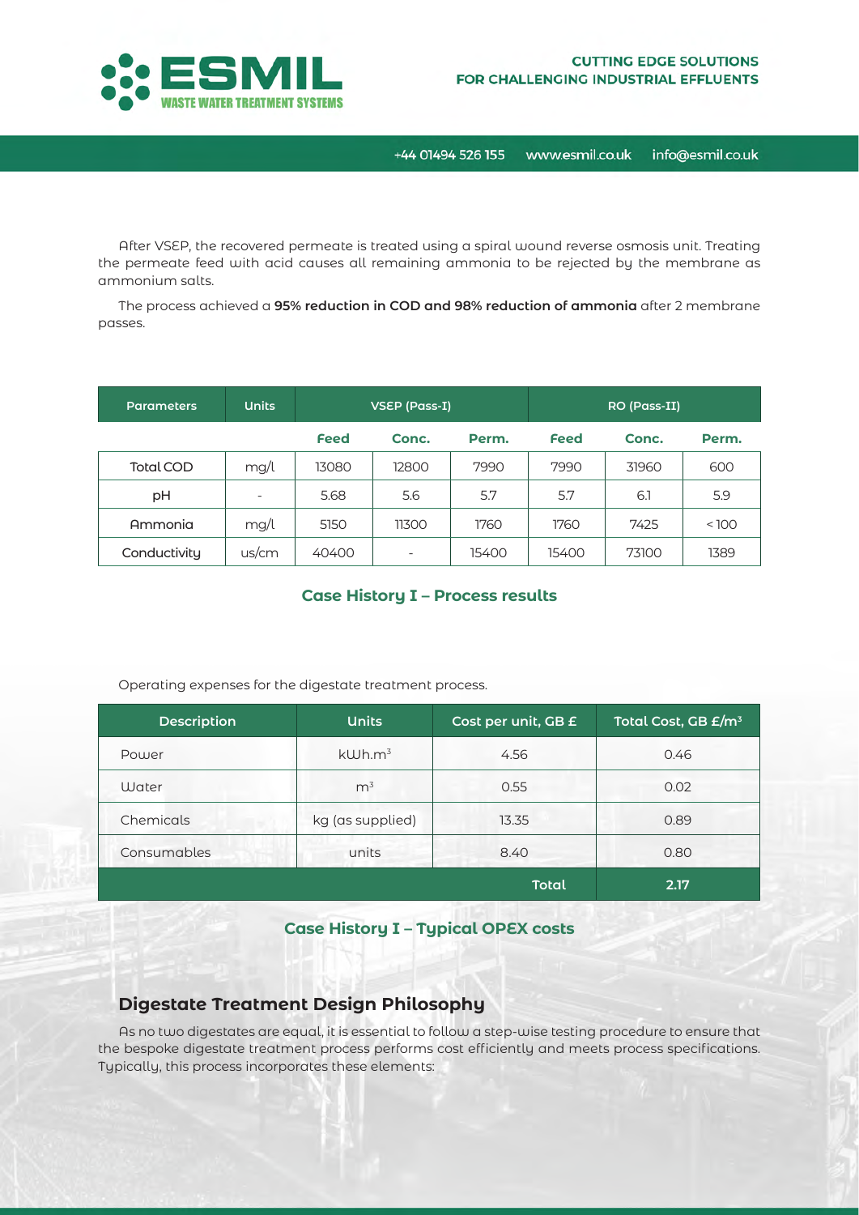After VSEP, the recovered permeate is treated using a spiral wound reverse osmosis unit. Treating the permeate feed with acid causes all remaining ammonia to be rejected by the membrane as ammonium salts.

The process achieved a **95% reduction in COD and 98% reduction of ammonia** after 2 membrane passes.

| Parameters | Units | VSEP (Pass-I) | | | RO (Pass-II) | | |
|---|---|---|---|---|---|---|---|
| | | Feed | Conc. | Perm. | Feed | Conc. | Perm. |
| Total COD | mg/l | 13080 | 12800 | 7990 | 7990 | 31960 | 600 |
| pH | - | 5.68 | 5.6 | 5.7 | 5.7 | 6.1 | 5.9 |
| Ammonia | mg/l | 5150 | 11300 | 1760 | 1760 | 7425 | < 100 |
| Conductivity | us/cm | 40400 | - | 15400 | 15400 | 73100 | 1389 |

**Case History I – Process results**

Operating expenses for the digestate treatment process.

| Description | Units | Cost per unit, GB £ | Total Cost, GB £/m³ |
|---|---|---|---|
| Power | kWh.m³ | 4.56 | 0.46 |
| Water | m³ | 0.55 | 0.02 |
| Chemicals | kg (as supplied) | 13.35 | 0.89 |
| Consumables | units | 8.40 | 0.80 |
| | | **Total** | **2.17** |

**Case History I – Typical OPEX costs**

## Digestate Treatment Design Philosophy

As no two digestates are equal, it is essential to follow a step-wise testing procedure to ensure that the bespoke digestate treatment process performs cost efficiently and meets process specifications. Typically, this process incorporates these elements: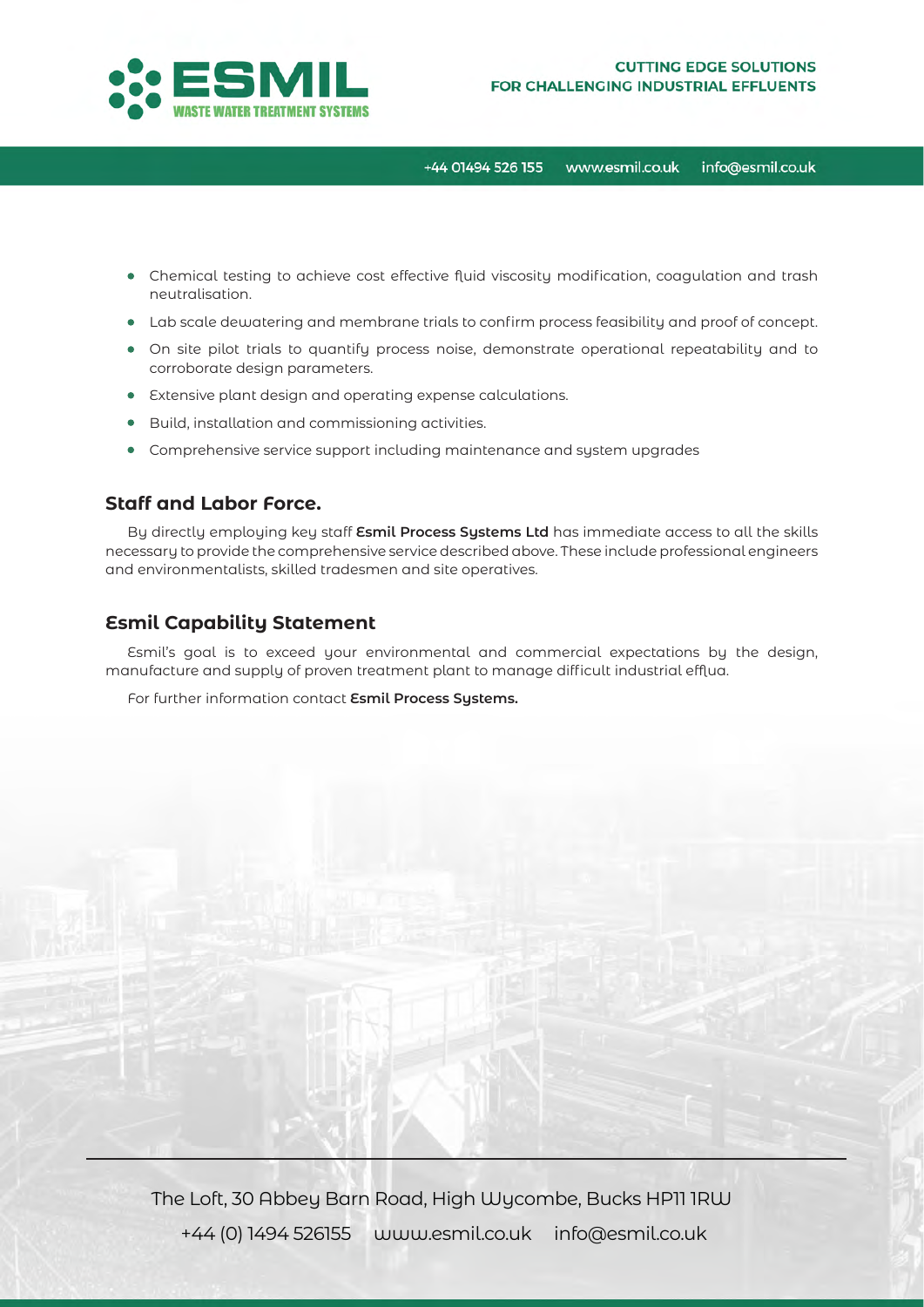- Chemical testing to achieve cost effective fluid viscosity modification, coagulation and trash neutralisation.
- Lab scale dewatering and membrane trials to confirm process feasibility and proof of concept.
- On site pilot trials to quantify process noise, demonstrate operational repeatability and to corroborate design parameters.
- Extensive plant design and operating expense calculations.
- Build, installation and commissioning activities.
- Comprehensive service support including maintenance and system upgrades

## Staff and Labor Force.

By directly employing key staff **Esmil Process Systems Ltd** has immediate access to all the skills necessary to provide the comprehensive service described above. These include professional engineers and environmentalists, skilled tradesmen and site operatives.

## Esmil Capability Statement

Esmil's goal is to exceed your environmental and commercial expectations by the design, manufacture and supply of proven treatment plant to manage difficult industrial efflua.

For further information contact **Esmil Process Systems.**

The Loft, 30 Abbey Barn Road, High Wycombe, Bucks HP11 1RW

+44 (0) 1494 526155 www.esmil.co.uk info@esmil.co.uk